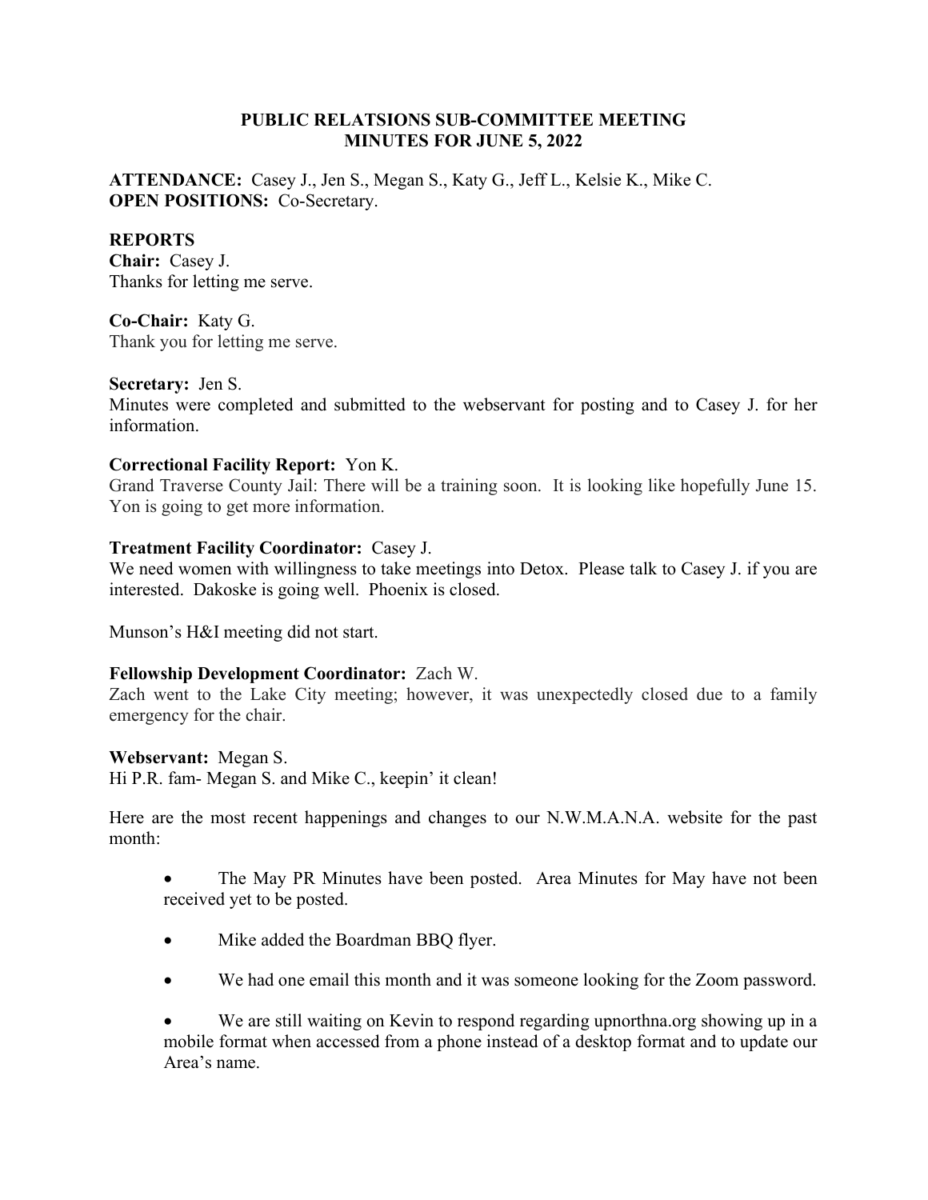# PUBLIC RELATSIONS SUB-COMMITTEE MEETING
# MINUTES FOR JUNE 5, 2022

**ATTENDANCE:** Casey J., Jen S., Megan S., Katy G., Jeff L., Kelsie K., Mike C.
**OPEN POSITIONS:** Co-Secretary.

## REPORTS

**Chair:** Casey J.
Thanks for letting me serve.

**Co-Chair:** Katy G.
Thank you for letting me serve.

**Secretary:** Jen S.
Minutes were completed and submitted to the webservant for posting and to Casey J. for her information.

**Correctional Facility Report:** Yon K.
Grand Traverse County Jail: There will be a training soon. It is looking like hopefully June 15. Yon is going to get more information.

**Treatment Facility Coordinator:** Casey J.
We need women with willingness to take meetings into Detox. Please talk to Casey J. if you are interested. Dakoske is going well. Phoenix is closed.

Munson's H&I meeting did not start.

**Fellowship Development Coordinator:** Zach W.
Zach went to the Lake City meeting; however, it was unexpectedly closed due to a family emergency for the chair.

**Webservant:** Megan S.
Hi P.R. fam- Megan S. and Mike C., keepin' it clean!

Here are the most recent happenings and changes to our N.W.M.A.N.A. website for the past month:

- The May PR Minutes have been posted. Area Minutes for May have not been received yet to be posted.
- Mike added the Boardman BBQ flyer.
- We had one email this month and it was someone looking for the Zoom password.
- We are still waiting on Kevin to respond regarding upnorthna.org showing up in a mobile format when accessed from a phone instead of a desktop format and to update our Area's name.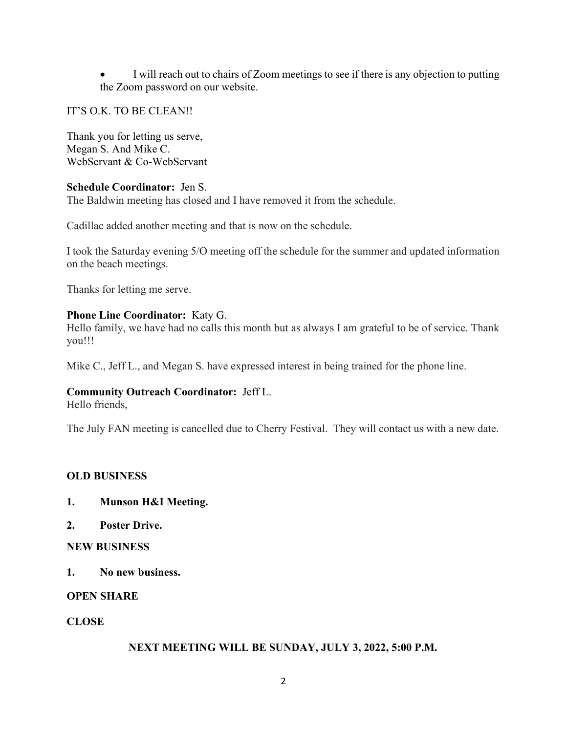- I will reach out to chairs of Zoom meetings to see if there is any objection to putting the Zoom password on our website.

IT'S O.K. TO BE CLEAN!!

Thank you for letting us serve,
Megan S. And Mike C.
WebServant & Co-WebServant

**Schedule Coordinator:** Jen S.
The Baldwin meeting has closed and I have removed it from the schedule.

Cadillac added another meeting and that is now on the schedule.

I took the Saturday evening 5/O meeting off the schedule for the summer and updated information on the beach meetings.

Thanks for letting me serve.

**Phone Line Coordinator:** Katy G.
Hello family, we have had no calls this month but as always I am grateful to be of service. Thank you!!!

Mike C., Jeff L., and Megan S. have expressed interest in being trained for the phone line.

**Community Outreach Coordinator:** Jeff L.
Hello friends,

The July FAN meeting is cancelled due to Cherry Festival. They will contact us with a new date.

**OLD BUSINESS**

1. **Munson H&I Meeting.**
2. **Poster Drive.**

**NEW BUSINESS**

1. **No new business.**

**OPEN SHARE**

**CLOSE**

**NEXT MEETING WILL BE SUNDAY, JULY 3, 2022, 5:00 P.M.**